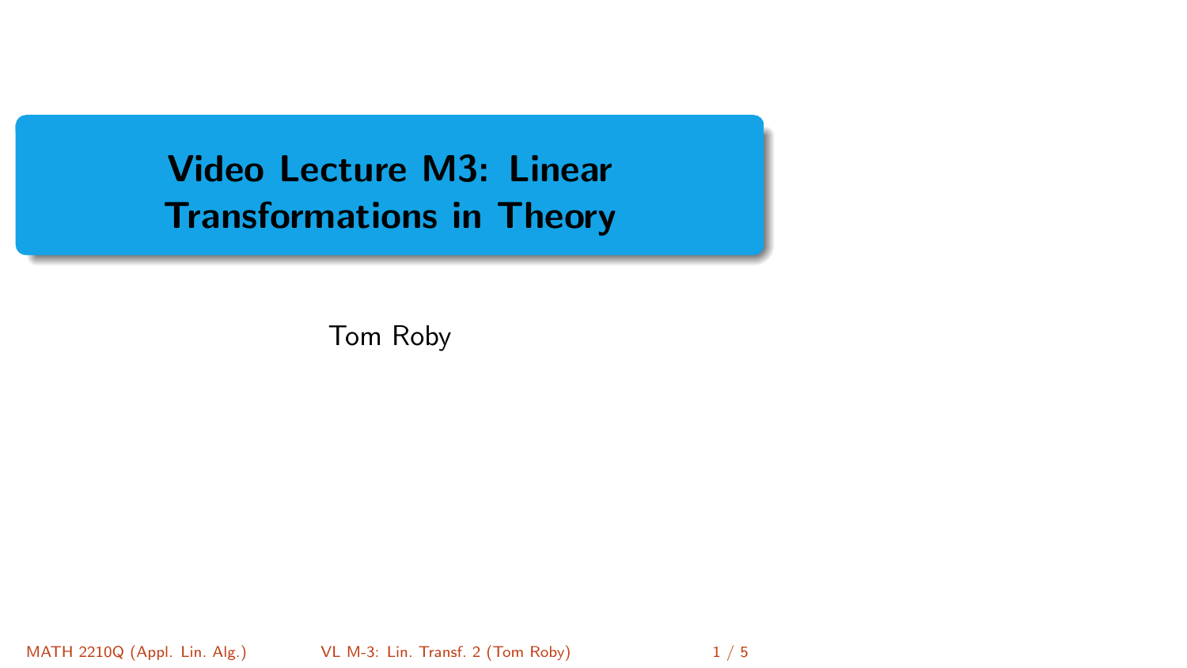# Video Lecture M3: Linear Transformations in Theory

Tom Roby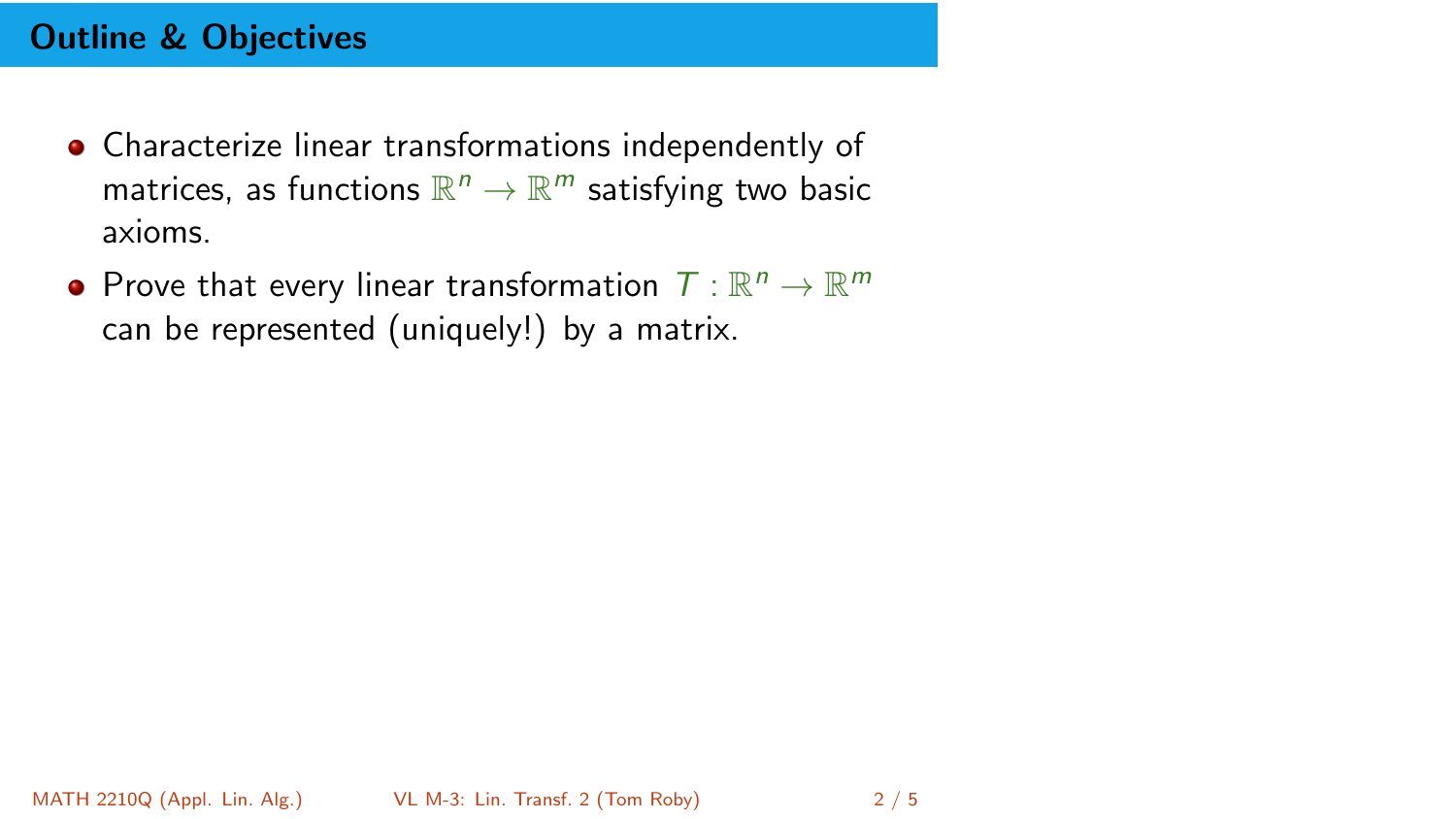## Outline & Objectives

- Characterize linear transformations independently of matrices, as functions $\mathbb{R}^n \to \mathbb{R}^m$ satisfying two basic axioms.
- Prove that every linear transformation $T : \mathbb{R}^n \to \mathbb{R}^m$ can be represented (uniquely!) by a matrix.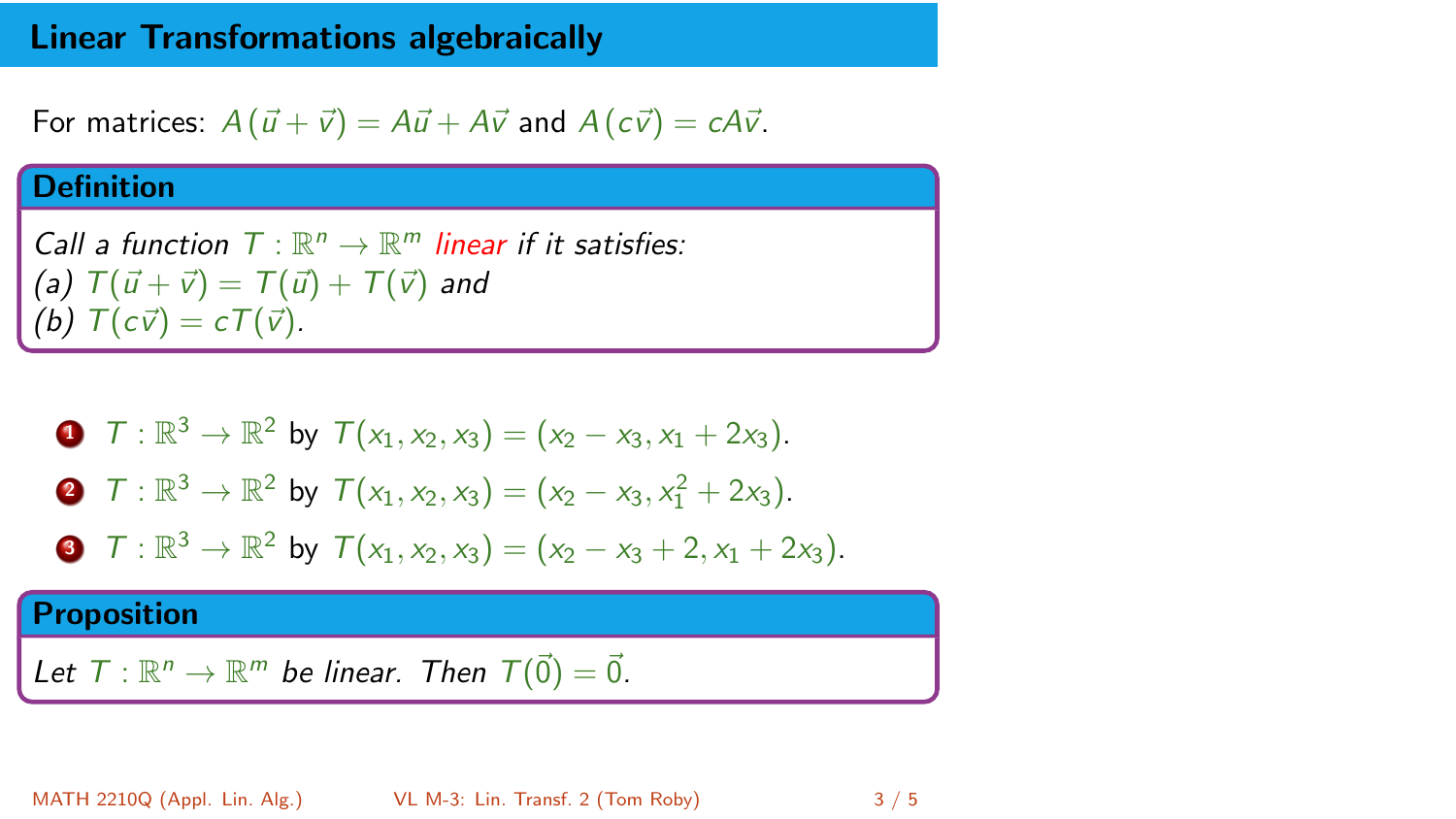# Linear Transformations algebraically

For matrices: $A(\vec{u} + \vec{v}) = A\vec{u} + A\vec{v}$ and $A(c\vec{v}) = cA\vec{v}$.

**Definition**

*Call a function $T : \mathbb{R}^n \to \mathbb{R}^m$ linear if it satisfies:*
*(a) $T(\vec{u} + \vec{v}) = T(\vec{u}) + T(\vec{v})$ and*
*(b) $T(c\vec{v}) = cT(\vec{v})$.*

1. $T : \mathbb{R}^3 \to \mathbb{R}^2$ by $T(x_1, x_2, x_3) = (x_2 - x_3, x_1 + 2x_3)$.
2. $T : \mathbb{R}^3 \to \mathbb{R}^2$ by $T(x_1, x_2, x_3) = (x_2 - x_3, x_1^2 + 2x_3)$.
3. $T : \mathbb{R}^3 \to \mathbb{R}^2$ by $T(x_1, x_2, x_3) = (x_2 - x_3 + 2, x_1 + 2x_3)$.

**Proposition**

*Let $T : \mathbb{R}^n \to \mathbb{R}^m$ be linear. Then $T(\vec{0}) = \vec{0}$.*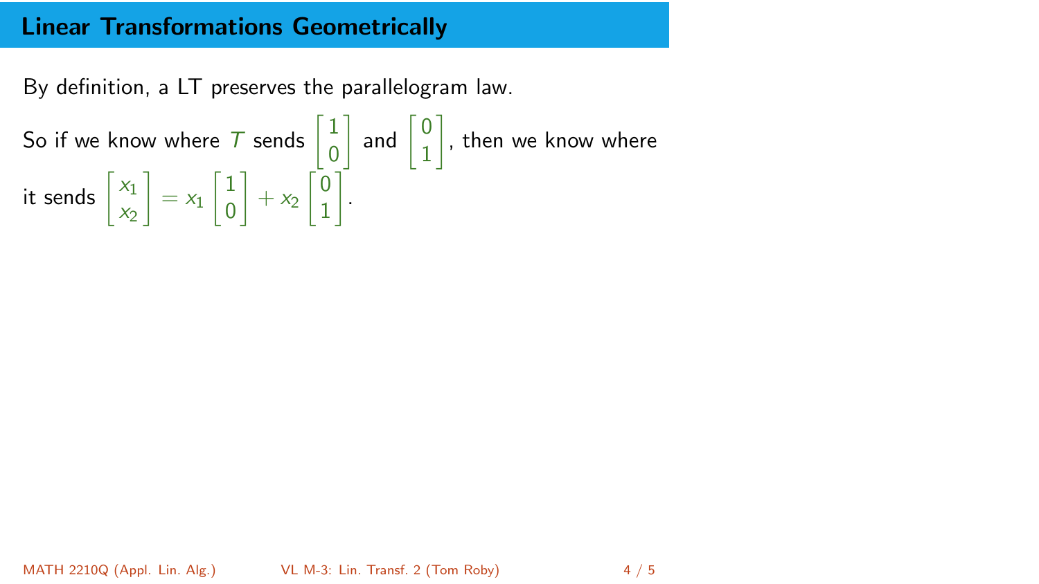## Linear Transformations Geometrically

By definition, a LT preserves the parallelogram law.

So if we know where $T$ sends $\begin{bmatrix} 1 \\ 0 \end{bmatrix}$ and $\begin{bmatrix} 0 \\ 1 \end{bmatrix}$, then we know where it sends $\begin{bmatrix} x_1 \\ x_2 \end{bmatrix} = x_1 \begin{bmatrix} 1 \\ 0 \end{bmatrix} + x_2 \begin{bmatrix} 0 \\ 1 \end{bmatrix}$.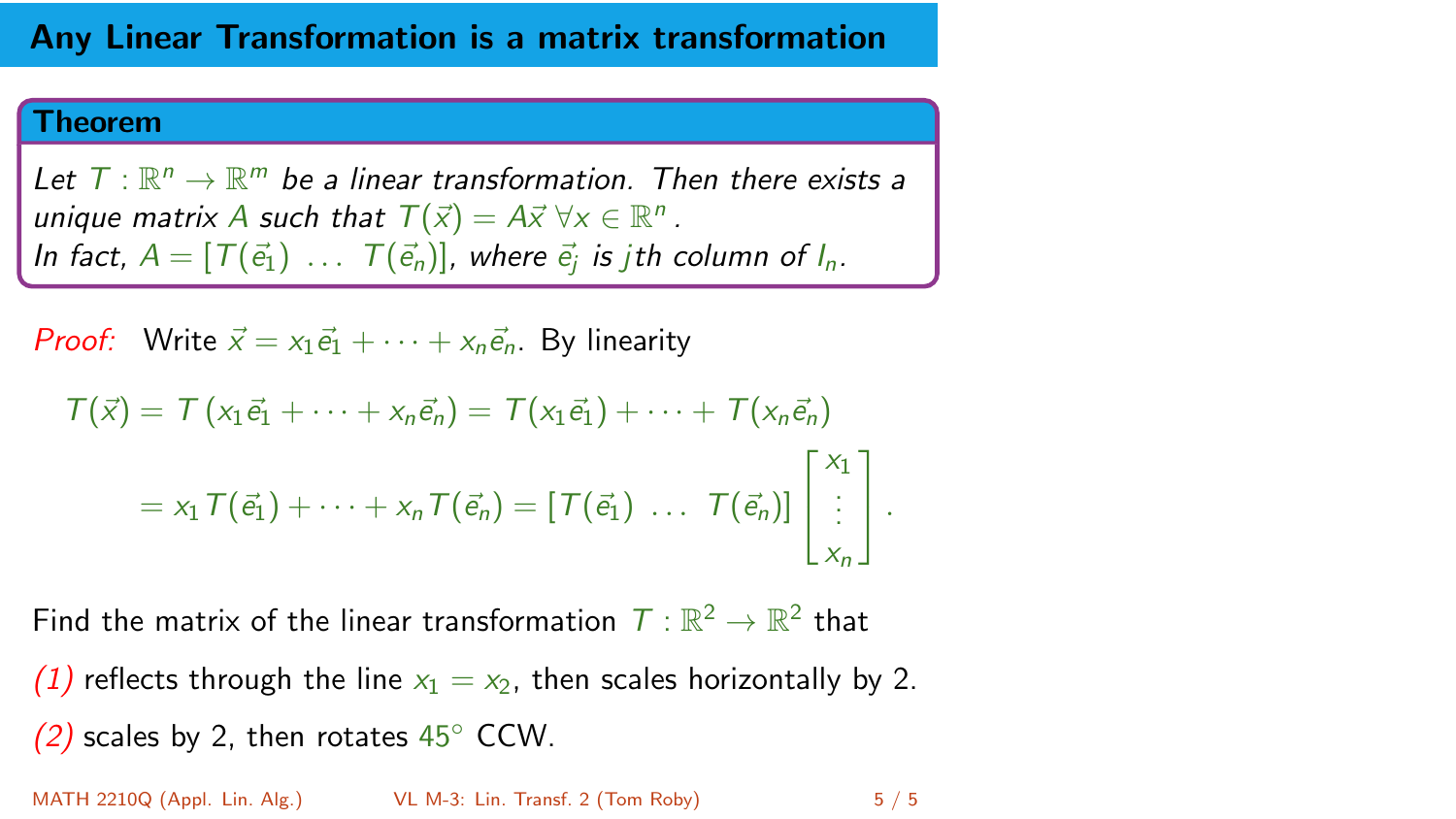# Any Linear Transformation is a matrix transformation

## Theorem

*Let $T : \mathbb{R}^n \to \mathbb{R}^m$ be a linear transformation. Then there exists a unique matrix $A$ such that $T(\vec{x}) = A\vec{x} \; \forall x \in \mathbb{R}^n$.*
*In fact, $A = [T(\vec{e}_1) \; \ldots \; T(\vec{e}_n)]$, where $\vec{e}_j$ is $j$th column of $I_n$.*

*Proof:* Write $\vec{x} = x_1\vec{e}_1 + \cdots + x_n\vec{e}_n$. By linearity

$$T(\vec{x}) = T\left(x_1\vec{e}_1 + \cdots + x_n\vec{e}_n\right) = T(x_1\vec{e}_1) + \cdots + T(x_n\vec{e}_n)$$

$$= x_1 T(\vec{e}_1) + \cdots + x_n T(\vec{e}_n) = [T(\vec{e}_1) \; \ldots \; T(\vec{e}_n)] \begin{bmatrix} x_1 \\ \vdots \\ x_n \end{bmatrix}.$$

Find the matrix of the linear transformation $T : \mathbb{R}^2 \to \mathbb{R}^2$ that

*(1)* reflects through the line $x_1 = x_2$, then scales horizontally by 2.

*(2)* scales by 2, then rotates $45^\circ$ CCW.